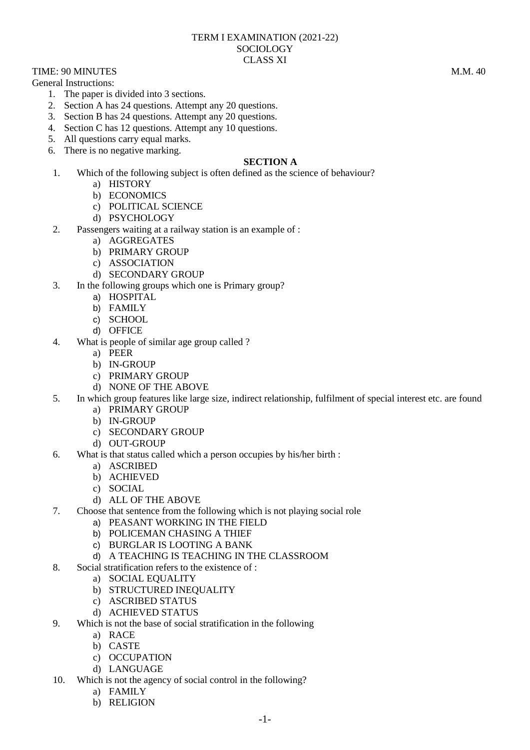TERM I EXAMINATION (2021-22)
SOCIOLOGY
CLASS XI

TIME: 90 MINUTES M.M. 40

General Instructions:

1. The paper is divided into 3 sections.
2. Section A has 24 questions. Attempt any 20 questions.
3. Section B has 24 questions. Attempt any 20 questions.
4. Section C has 12 questions. Attempt any 10 questions.
5. All questions carry equal marks.
6. There is no negative marking.

**SECTION A**

1. Which of the following subject is often defined as the science of behaviour?
   a) HISTORY
   b) ECONOMICS
   c) POLITICAL SCIENCE
   d) PSYCHOLOGY
2. Passengers waiting at a railway station is an example of :
   a) AGGREGATES
   b) PRIMARY GROUP
   c) ASSOCIATION
   d) SECONDARY GROUP
3. In the following groups which one is Primary group?
   a) HOSPITAL
   b) FAMILY
   c) SCHOOL
   d) OFFICE
4. What is people of similar age group called ?
   a) PEER
   b) IN-GROUP
   c) PRIMARY GROUP
   d) NONE OF THE ABOVE
5. In which group features like large size, indirect relationship, fulfilment of special interest etc. are found
   a) PRIMARY GROUP
   b) IN-GROUP
   c) SECONDARY GROUP
   d) OUT-GROUP
6. What is that status called which a person occupies by his/her birth :
   a) ASCRIBED
   b) ACHIEVED
   c) SOCIAL
   d) ALL OF THE ABOVE
7. Choose that sentence from the following which is not playing social role
   a) PEASANT WORKING IN THE FIELD
   b) POLICEMAN CHASING A THIEF
   c) BURGLAR IS LOOTING A BANK
   d) A TEACHING IS TEACHING IN THE CLASSROOM
8. Social stratification refers to the existence of :
   a) SOCIAL EQUALITY
   b) STRUCTURED INEQUALITY
   c) ASCRIBED STATUS
   d) ACHIEVED STATUS
9. Which is not the base of social stratification in the following
   a) RACE
   b) CASTE
   c) OCCUPATION
   d) LANGUAGE
10. Which is not the agency of social control in the following?
    a) FAMILY
    b) RELIGION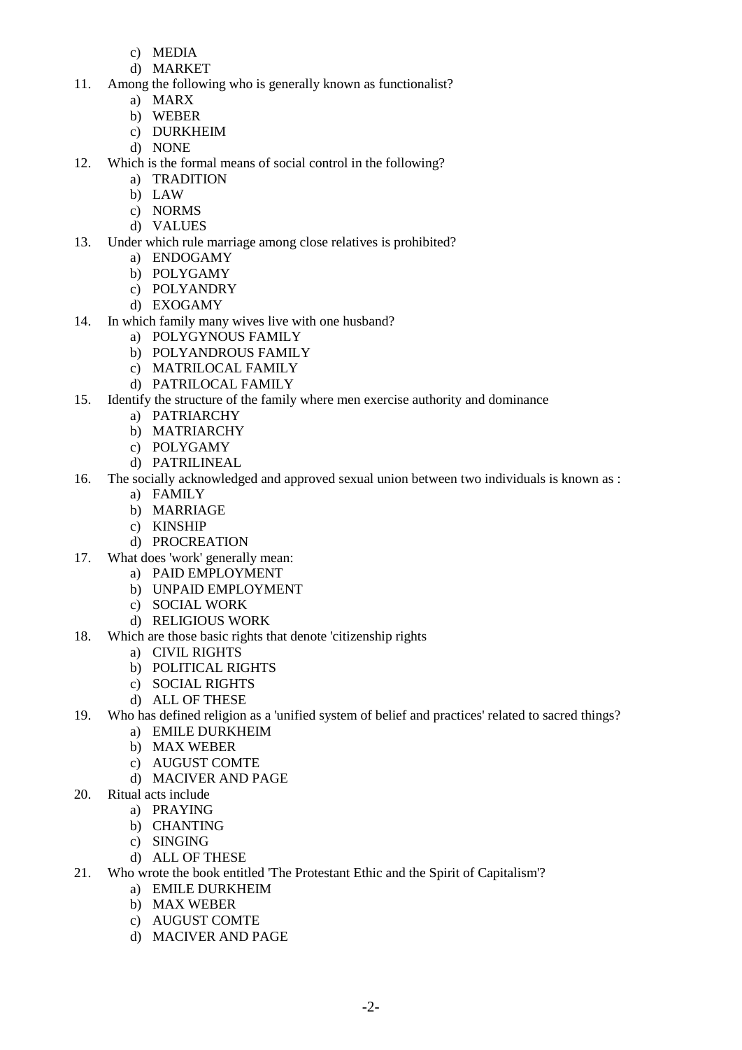c) MEDIA
d) MARKET

11. Among the following who is generally known as functionalist?
    a) MARX
    b) WEBER
    c) DURKHEIM
    d) NONE
12. Which is the formal means of social control in the following?
    a) TRADITION
    b) LAW
    c) NORMS
    d) VALUES
13. Under which rule marriage among close relatives is prohibited?
    a) ENDOGAMY
    b) POLYGAMY
    c) POLYANDRY
    d) EXOGAMY
14. In which family many wives live with one husband?
    a) POLYGYNOUS FAMILY
    b) POLYANDROUS FAMILY
    c) MATRILOCAL FAMILY
    d) PATRILOCAL FAMILY
15. Identify the structure of the family where men exercise authority and dominance
    a) PATRIARCHY
    b) MATRIARCHY
    c) POLYGAMY
    d) PATRILINEAL
16. The socially acknowledged and approved sexual union between two individuals is known as :
    a) FAMILY
    b) MARRIAGE
    c) KINSHIP
    d) PROCREATION
17. What does 'work' generally mean:
    a) PAID EMPLOYMENT
    b) UNPAID EMPLOYMENT
    c) SOCIAL WORK
    d) RELIGIOUS WORK
18. Which are those basic rights that denote 'citizenship rights
    a) CIVIL RIGHTS
    b) POLITICAL RIGHTS
    c) SOCIAL RIGHTS
    d) ALL OF THESE
19. Who has defined religion as a 'unified system of belief and practices' related to sacred things?
    a) EMILE DURKHEIM
    b) MAX WEBER
    c) AUGUST COMTE
    d) MACIVER AND PAGE
20. Ritual acts include
    a) PRAYING
    b) CHANTING
    c) SINGING
    d) ALL OF THESE
21. Who wrote the book entitled 'The Protestant Ethic and the Spirit of Capitalism'?
    a) EMILE DURKHEIM
    b) MAX WEBER
    c) AUGUST COMTE
    d) MACIVER AND PAGE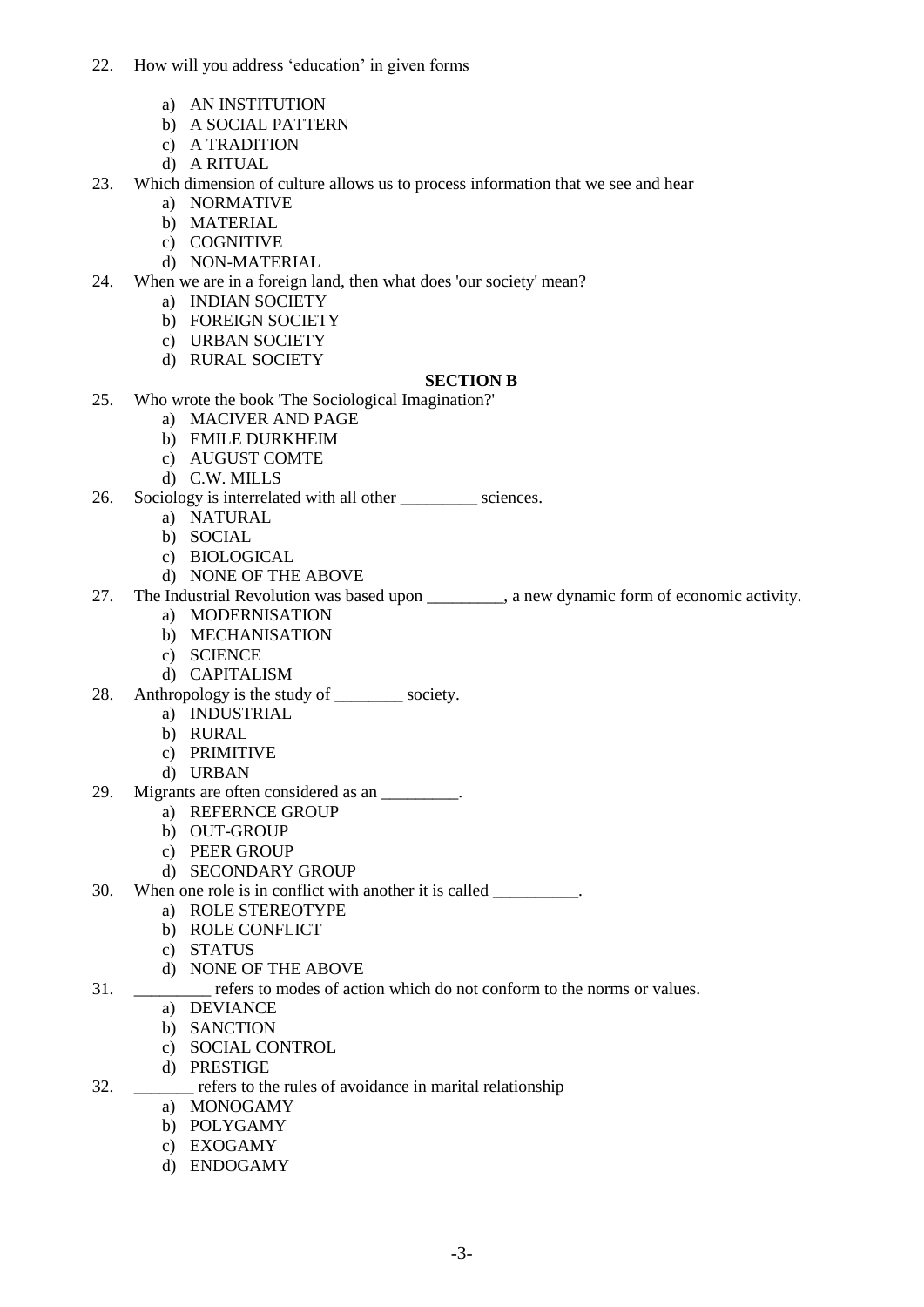22. How will you address 'education' in given forms
    a) AN INSTITUTION
    b) A SOCIAL PATTERN
    c) A TRADITION
    d) A RITUAL
23. Which dimension of culture allows us to process information that we see and hear
    a) NORMATIVE
    b) MATERIAL
    c) COGNITIVE
    d) NON-MATERIAL
24. When we are in a foreign land, then what does 'our society' mean?
    a) INDIAN SOCIETY
    b) FOREIGN SOCIETY
    c) URBAN SOCIETY
    d) RURAL SOCIETY

**SECTION B**

25. Who wrote the book 'The Sociological Imagination?'
    a) MACIVER AND PAGE
    b) EMILE DURKHEIM
    c) AUGUST COMTE
    d) C.W. MILLS
26. Sociology is interrelated with all other _________ sciences.
    a) NATURAL
    b) SOCIAL
    c) BIOLOGICAL
    d) NONE OF THE ABOVE
27. The Industrial Revolution was based upon _________, a new dynamic form of economic activity.
    a) MODERNISATION
    b) MECHANISATION
    c) SCIENCE
    d) CAPITALISM
28. Anthropology is the study of ________ society.
    a) INDUSTRIAL
    b) RURAL
    c) PRIMITIVE
    d) URBAN
29. Migrants are often considered as an _________.
    a) REFERNCE GROUP
    b) OUT-GROUP
    c) PEER GROUP
    d) SECONDARY GROUP
30. When one role is in conflict with another it is called __________.
    a) ROLE STEREOTYPE
    b) ROLE CONFLICT
    c) STATUS
    d) NONE OF THE ABOVE
31. _________ refers to modes of action which do not conform to the norms or values.
    a) DEVIANCE
    b) SANCTION
    c) SOCIAL CONTROL
    d) PRESTIGE
32. _______ refers to the rules of avoidance in marital relationship
    a) MONOGAMY
    b) POLYGAMY
    c) EXOGAMY
    d) ENDOGAMY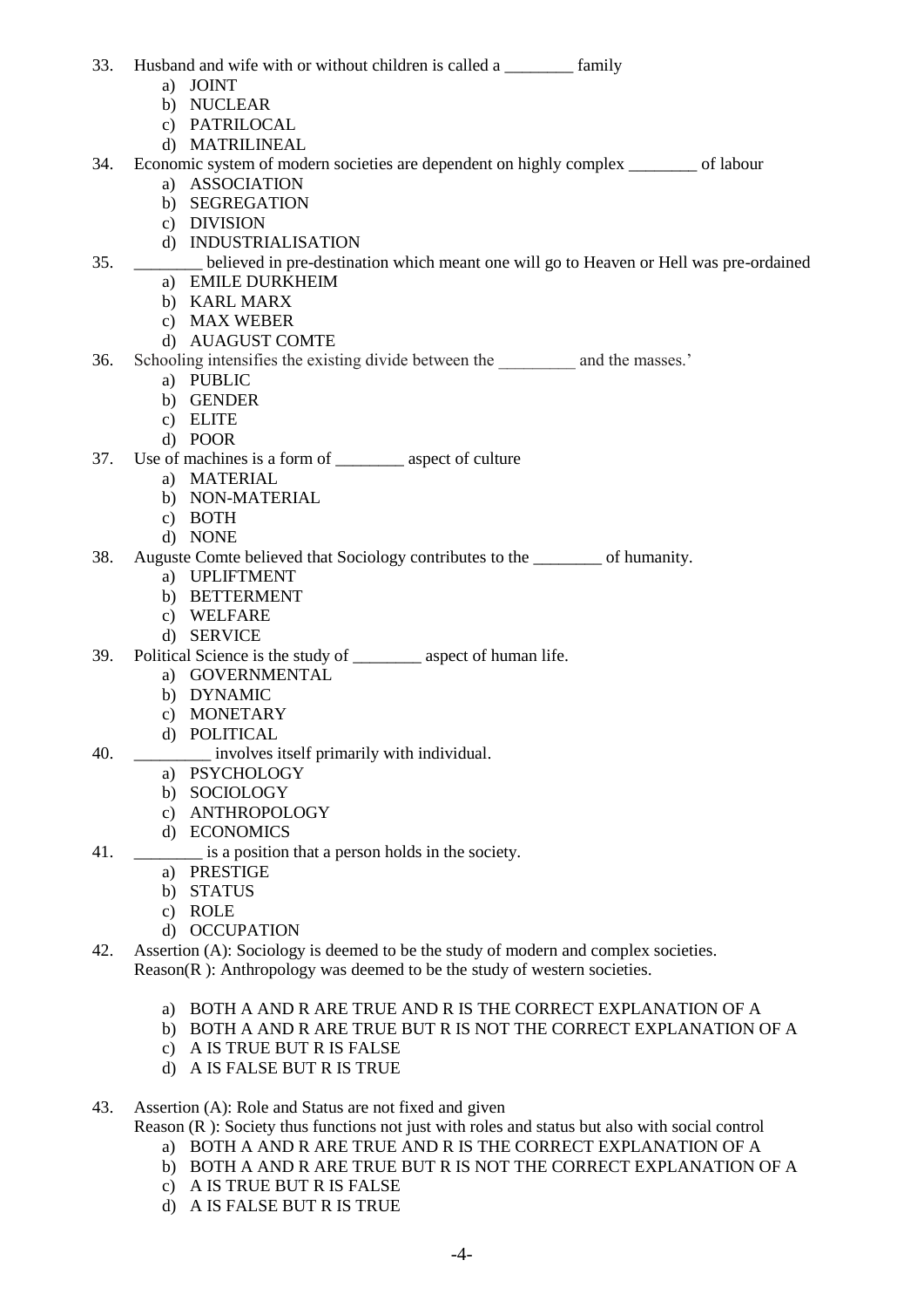33. Husband and wife with or without children is called a ________ family
    a) JOINT
    b) NUCLEAR
    c) PATRILOCAL
    d) MATRILINEAL
34. Economic system of modern societies are dependent on highly complex ________ of labour
    a) ASSOCIATION
    b) SEGREGATION
    c) DIVISION
    d) INDUSTRIALISATION
35. ________ believed in pre-destination which meant one will go to Heaven or Hell was pre-ordained
    a) EMILE DURKHEIM
    b) KARL MARX
    c) MAX WEBER
    d) AUAGUST COMTE
36. Schooling intensifies the existing divide between the _________ and the masses.'
    a) PUBLIC
    b) GENDER
    c) ELITE
    d) POOR
37. Use of machines is a form of ________ aspect of culture
    a) MATERIAL
    b) NON-MATERIAL
    c) BOTH
    d) NONE
38. Auguste Comte believed that Sociology contributes to the ________ of humanity.
    a) UPLIFTMENT
    b) BETTERMENT
    c) WELFARE
    d) SERVICE
39. Political Science is the study of ________ aspect of human life.
    a) GOVERNMENTAL
    b) DYNAMIC
    c) MONETARY
    d) POLITICAL
40. _________ involves itself primarily with individual.
    a) PSYCHOLOGY
    b) SOCIOLOGY
    c) ANTHROPOLOGY
    d) ECONOMICS
41. ________ is a position that a person holds in the society.
    a) PRESTIGE
    b) STATUS
    c) ROLE
    d) OCCUPATION
42. Assertion (A): Sociology is deemed to be the study of modern and complex societies.
    Reason(R ): Anthropology was deemed to be the study of western societies.

    a) BOTH A AND R ARE TRUE AND R IS THE CORRECT EXPLANATION OF A
    b) BOTH A AND R ARE TRUE BUT R IS NOT THE CORRECT EXPLANATION OF A
    c) A IS TRUE BUT R IS FALSE
    d) A IS FALSE BUT R IS TRUE

43. Assertion (A): Role and Status are not fixed and given
    Reason (R ): Society thus functions not just with roles and status but also with social control
    a) BOTH A AND R ARE TRUE AND R IS THE CORRECT EXPLANATION OF A
    b) BOTH A AND R ARE TRUE BUT R IS NOT THE CORRECT EXPLANATION OF A
    c) A IS TRUE BUT R IS FALSE
    d) A IS FALSE BUT R IS TRUE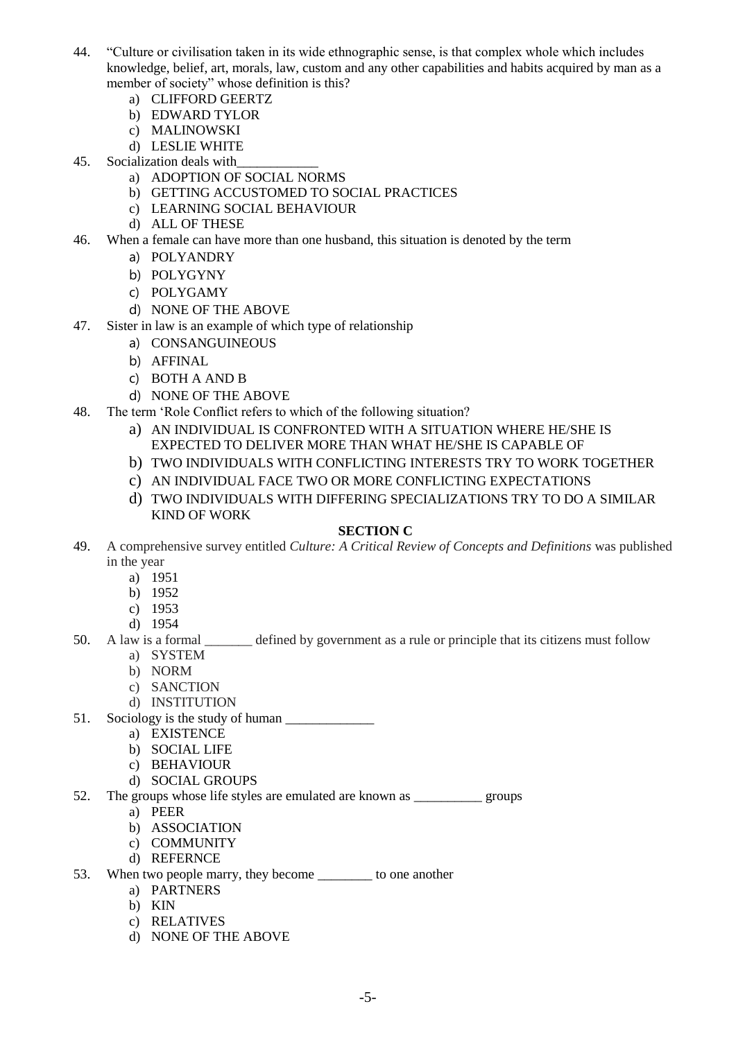44. "Culture or civilisation taken in its wide ethnographic sense, is that complex whole which includes knowledge, belief, art, morals, law, custom and any other capabilities and habits acquired by man as a member of society" whose definition is this?
    a) CLIFFORD GEERTZ
    b) EDWARD TYLOR
    c) MALINOWSKI
    d) LESLIE WHITE

45. Socialization deals with____________
    a) ADOPTION OF SOCIAL NORMS
    b) GETTING ACCUSTOMED TO SOCIAL PRACTICES
    c) LEARNING SOCIAL BEHAVIOUR
    d) ALL OF THESE

46. When a female can have more than one husband, this situation is denoted by the term
    a) POLYANDRY
    b) POLYGYNY
    c) POLYGAMY
    d) NONE OF THE ABOVE

47. Sister in law is an example of which type of relationship
    a) CONSANGUINEOUS
    b) AFFINAL
    c) BOTH A AND B
    d) NONE OF THE ABOVE

48. The term 'Role Conflict refers to which of the following situation?
    a) AN INDIVIDUAL IS CONFRONTED WITH A SITUATION WHERE HE/SHE IS EXPECTED TO DELIVER MORE THAN WHAT HE/SHE IS CAPABLE OF
    b) TWO INDIVIDUALS WITH CONFLICTING INTERESTS TRY TO WORK TOGETHER
    c) AN INDIVIDUAL FACE TWO OR MORE CONFLICTING EXPECTATIONS
    d) TWO INDIVIDUALS WITH DIFFERING SPECIALIZATIONS TRY TO DO A SIMILAR KIND OF WORK

## SECTION C

49. A comprehensive survey entitled *Culture: A Critical Review of Concepts and Definitions* was published in the year
    a) 1951
    b) 1952
    c) 1953
    d) 1954

50. A law is a formal _______ defined by government as a rule or principle that its citizens must follow
    a) SYSTEM
    b) NORM
    c) SANCTION
    d) INSTITUTION

51. Sociology is the study of human _____________
    a) EXISTENCE
    b) SOCIAL LIFE
    c) BEHAVIOUR
    d) SOCIAL GROUPS

52. The groups whose life styles are emulated are known as __________ groups
    a) PEER
    b) ASSOCIATION
    c) COMMUNITY
    d) REFERNCE

53. When two people marry, they become ________ to one another
    a) PARTNERS
    b) KIN
    c) RELATIVES
    d) NONE OF THE ABOVE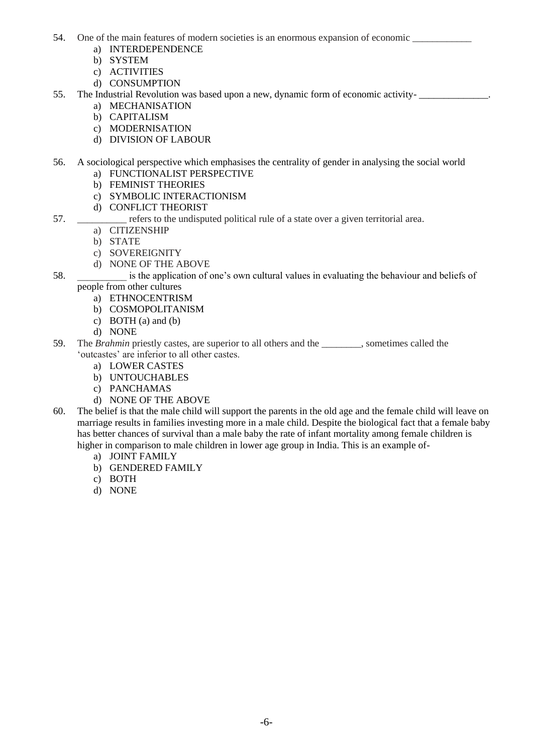54. One of the main features of modern societies is an enormous expansion of economic ____________
    a) INTERDEPENDENCE
    b) SYSTEM
    c) ACTIVITIES
    d) CONSUMPTION
55. The Industrial Revolution was based upon a new, dynamic form of economic activity- ______________.
    a) MECHANISATION
    b) CAPITALISM
    c) MODERNISATION
    d) DIVISION OF LABOUR
56. A sociological perspective which emphasises the centrality of gender in analysing the social world
    a) FUNCTIONALIST PERSPECTIVE
    b) FEMINIST THEORIES
    c) SYMBOLIC INTERACTIONISM
    d) CONFLICT THEORIST
57. __________ refers to the undisputed political rule of a state over a given territorial area.
    a) CITIZENSHIP
    b) STATE
    c) SOVEREIGNITY
    d) NONE OF THE ABOVE
58. __________ is the application of one's own cultural values in evaluating the behaviour and beliefs of people from other cultures
    a) ETHNOCENTRISM
    b) COSMOPOLITANISM
    c) BOTH (a) and (b)
    d) NONE
59. The *Brahmin* priestly castes, are superior to all others and the ________, sometimes called the 'outcastes' are inferior to all other castes.
    a) LOWER CASTES
    b) UNTOUCHABLES
    c) PANCHAMAS
    d) NONE OF THE ABOVE
60. The belief is that the male child will support the parents in the old age and the female child will leave on marriage results in families investing more in a male child. Despite the biological fact that a female baby has better chances of survival than a male baby the rate of infant mortality among female children is higher in comparison to male children in lower age group in India. This is an example of-
    a) JOINT FAMILY
    b) GENDERED FAMILY
    c) BOTH
    d) NONE